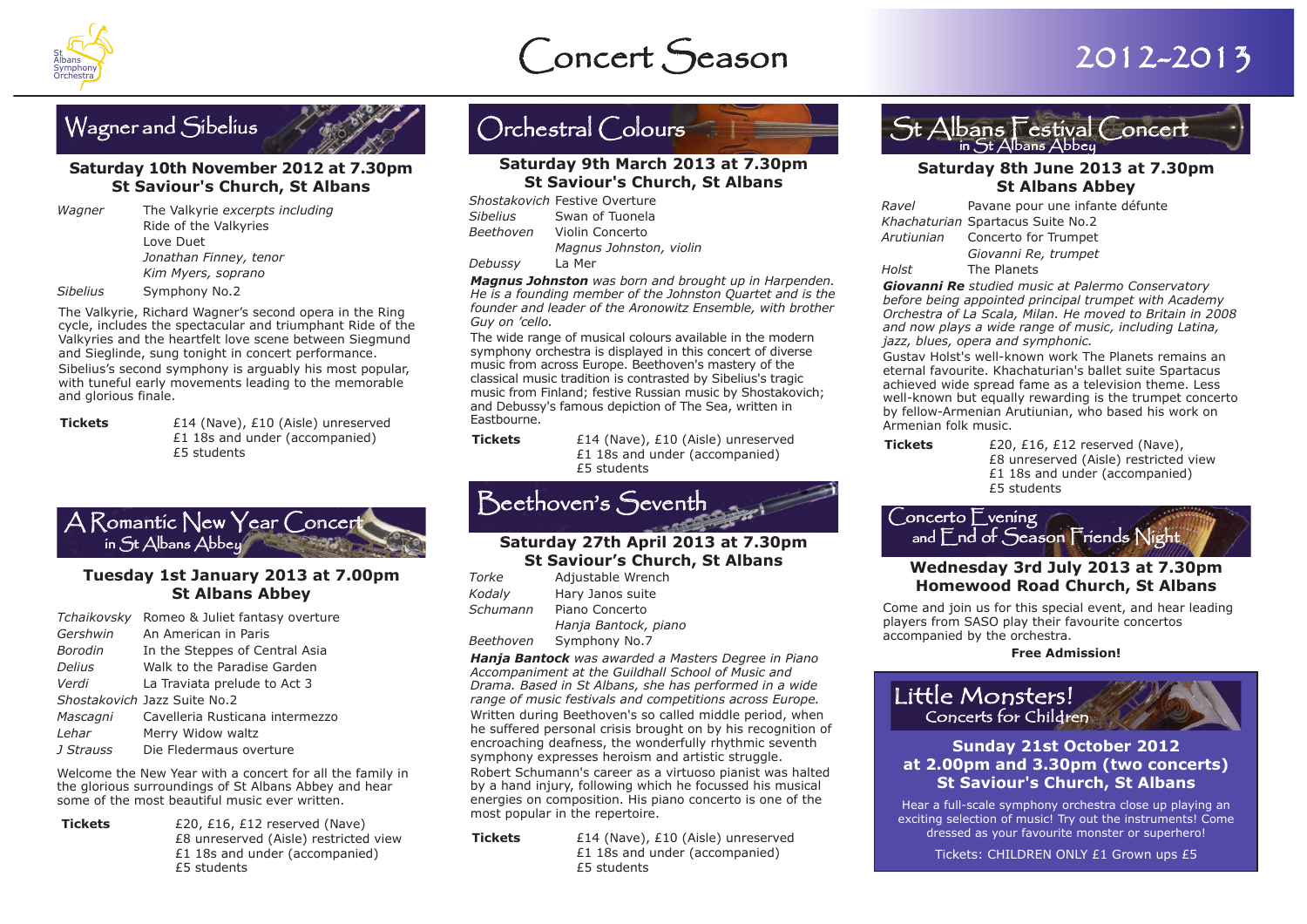St Albans Symphony Orchestra

# Concert Season 2012-2013

## Wagner and Sibelius

**Saturday 10th November 2012 at 7.30pm**
**St Saviour's Church, St Albans**

| | |
|---|---|
| *Wagner* | The Valkyrie *excerpts including* |
| | Ride of the Valkyries |
| | Love Duet |
| | *Jonathan Finney, tenor* |
| | *Kim Myers, soprano* |
| *Sibelius* | Symphony No.2 |

The Valkyrie, Richard Wagner's second opera in the Ring cycle, includes the spectacular and triumphant Ride of the Valkyries and the heartfelt love scene between Siegmund and Sieglinde, sung tonight in concert performance.

Sibelius's second symphony is arguably his most popular, with tuneful early movements leading to the memorable and glorious finale.

**Tickets** £14 (Nave), £10 (Aisle) unreserved
£1 18s and under (accompanied)
£5 students

## A Romantic New Year Concert in St Albans Abbey

**Tuesday 1st January 2013 at 7.00pm**
**St Albans Abbey**

| | |
|---|---|
| *Tchaikovsky* | Romeo & Juliet fantasy overture |
| *Gershwin* | An American in Paris |
| *Borodin* | In the Steppes of Central Asia |
| *Delius* | Walk to the Paradise Garden |
| *Verdi* | La Traviata prelude to Act 3 |
| *Shostakovich* | Jazz Suite No.2 |
| *Mascagni* | Cavelleria Rusticana intermezzo |
| *Lehar* | Merry Widow waltz |
| *J Strauss* | Die Fledermaus overture |

Welcome the New Year with a concert for all the family in the glorious surroundings of St Albans Abbey and hear some of the most beautiful music ever written.

**Tickets** £20, £16, £12 reserved (Nave)
£8 unreserved (Aisle) restricted view
£1 18s and under (accompanied)
£5 students

## Orchestral Colours

**Saturday 9th March 2013 at 7.30pm**
**St Saviour's Church, St Albans**

| | |
|---|---|
| *Shostakovich* | Festive Overture |
| *Sibelius* | Swan of Tuonela |
| *Beethoven* | Violin Concerto |
| | *Magnus Johnston, violin* |
| *Debussy* | La Mer |

***Magnus Johnston*** *was born and brought up in Harpenden. He is a founding member of the Johnston Quartet and is the founder and leader of the Aronowitz Ensemble, with brother Guy on 'cello.*

The wide range of musical colours available in the modern symphony orchestra is displayed in this concert of diverse music from across Europe. Beethoven's mastery of the classical music tradition is contrasted by Sibelius's tragic music from Finland; festive Russian music by Shostakovich; and Debussy's famous depiction of The Sea, written in Eastbourne.

**Tickets** £14 (Nave), £10 (Aisle) unreserved
£1 18s and under (accompanied)
£5 students

## Beethoven's Seventh

**Saturday 27th April 2013 at 7.30pm**
**St Saviour's Church, St Albans**

| | |
|---|---|
| *Torke* | Adjustable Wrench |
| *Kodaly* | Hary Janos suite |
| *Schumann* | Piano Concerto |
| | *Hanja Bantock, piano* |
| *Beethoven* | Symphony No.7 |

***Hanja Bantock*** *was awarded a Masters Degree in Piano Accompaniment at the Guildhall School of Music and Drama. Based in St Albans, she has performed in a wide range of music festivals and competitions across Europe.*

Written during Beethoven's so called middle period, when he suffered personal crisis brought on by his recognition of encroaching deafness, the wonderfully rhythmic seventh symphony expresses heroism and artistic struggle.

Robert Schumann's career as a virtuoso pianist was halted by a hand injury, following which he focussed his musical energies on composition. His piano concerto is one of the most popular in the repertoire.

**Tickets** £14 (Nave), £10 (Aisle) unreserved
£1 18s and under (accompanied)
£5 students

## St Albans Festival Concert in St Albans Abbey

**Saturday 8th June 2013 at 7.30pm**
**St Albans Abbey**

| | |
|---|---|
| *Ravel* | Pavane pour une infante défunte |
| *Khachaturian* | Spartacus Suite No.2 |
| *Arutiunian* | Concerto for Trumpet |
| | *Giovanni Re, trumpet* |
| *Holst* | The Planets |

***Giovanni Re*** *studied music at Palermo Conservatory before being appointed principal trumpet with Academy Orchestra of La Scala, Milan. He moved to Britain in 2008 and now plays a wide range of music, including Latina, jazz, blues, opera and symphonic.*

Gustav Holst's well-known work The Planets remains an eternal favourite. Khachaturian's ballet suite Spartacus achieved wide spread fame as a television theme. Less well-known but equally rewarding is the trumpet concerto by fellow-Armenian Arutiunian, who based his work on Armenian folk music.

**Tickets** £20, £16, £12 reserved (Nave),
£8 unreserved (Aisle) restricted view
£1 18s and under (accompanied)
£5 students

## Concerto Evening and End of Season Friends Night

**Wednesday 3rd July 2013 at 7.30pm**
**Homewood Road Church, St Albans**

Come and join us for this special event, and hear leading players from SASO play their favourite concertos accompanied by the orchestra.

**Free Admission!**

## Little Monsters! Concerts for Children

**Sunday 21st October 2012**
**at 2.00pm and 3.30pm (two concerts)**
**St Saviour's Church, St Albans**

Hear a full-scale symphony orchestra close up playing an exciting selection of music! Try out the instruments! Come dressed as your favourite monster or superhero!

Tickets: CHILDREN ONLY £1 Grown ups £5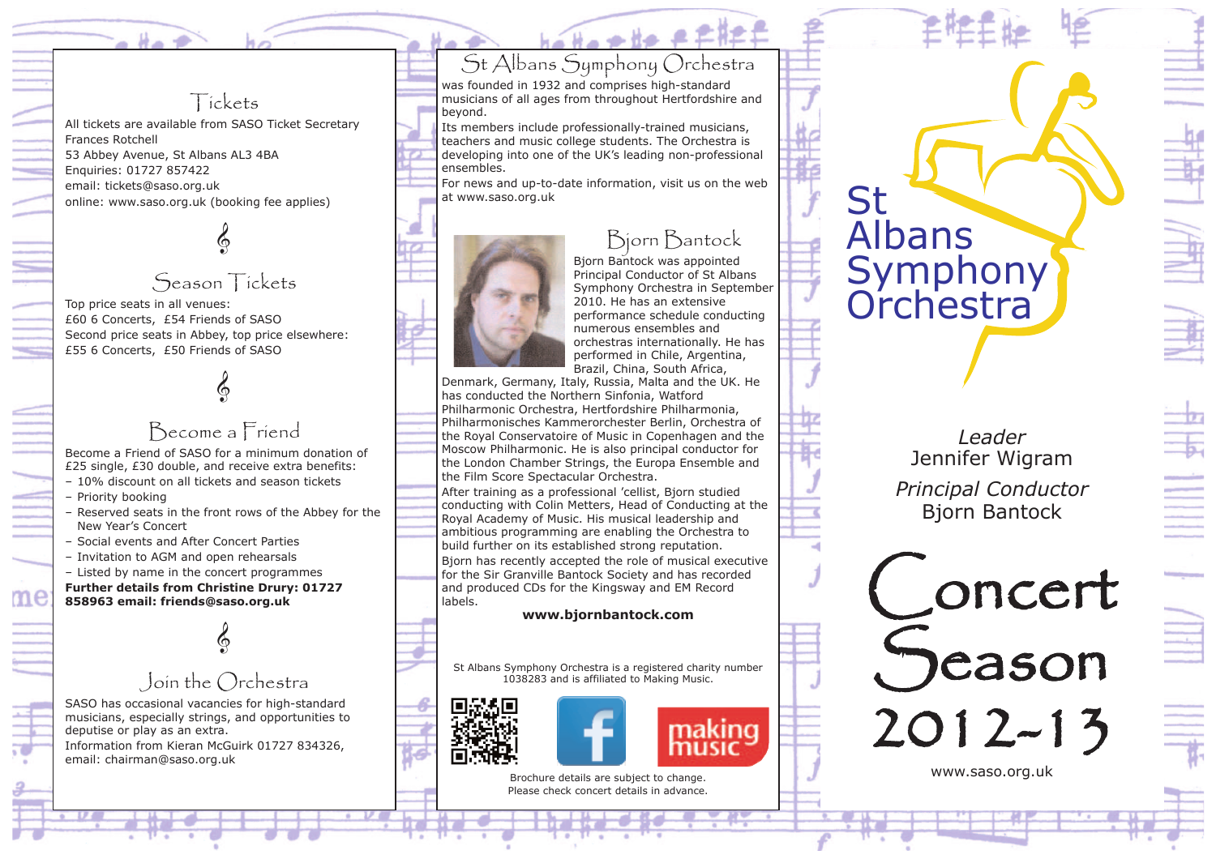## Tickets

All tickets are available from SASO Ticket Secretary
Frances Rotchell
53 Abbey Avenue, St Albans AL3 4BA
Enquiries: 01727 857422
email: tickets@saso.org.uk
online: www.saso.org.uk (booking fee applies)

## Season Tickets

Top price seats in all venues:
£60 6 Concerts, £54 Friends of SASO
Second price seats in Abbey, top price elsewhere:
£55 6 Concerts, £50 Friends of SASO

## Become a Friend

Become a Friend of SASO for a minimum donation of £25 single, £30 double, and receive extra benefits:

- 10% discount on all tickets and season tickets
- Priority booking
- Reserved seats in the front rows of the Abbey for the New Year's Concert
- Social events and After Concert Parties
- Invitation to AGM and open rehearsals
- Listed by name in the concert programmes

**Further details from Christine Drury: 01727 858963 email: friends@saso.org.uk**

## Join the Orchestra

SASO has occasional vacancies for high-standard musicians, especially strings, and opportunities to deputise or play as an extra.
Information from Kieran McGuirk 01727 834326, email: chairman@saso.org.uk

## St Albans Symphony Orchestra

was founded in 1932 and comprises high-standard musicians of all ages from throughout Hertfordshire and beyond.
Its members include professionally-trained musicians, teachers and music college students. The Orchestra is developing into one of the UK's leading non-professional ensembles.
For news and up-to-date information, visit us on the web at www.saso.org.uk

## Bjorn Bantock

Bjorn Bantock was appointed Principal Conductor of St Albans Symphony Orchestra in September 2010. He has an extensive performance schedule conducting numerous ensembles and orchestras internationally. He has performed in Chile, Argentina, Brazil, China, South Africa, Denmark, Germany, Italy, Russia, Malta and the UK. He has conducted the Northern Sinfonia, Watford Philharmonic Orchestra, Hertfordshire Philharmonia, Philharmonisches Kammerorchester Berlin, Orchestra of the Royal Conservatoire of Music in Copenhagen and the Moscow Philharmonic. He is also principal conductor for the London Chamber Strings, the Europa Ensemble and the Film Score Spectacular Orchestra.
After training as a professional 'cellist, Bjorn studied conducting with Colin Metters, Head of Conducting at the Royal Academy of Music. His musical leadership and ambitious programming are enabling the Orchestra to build further on its established strong reputation.
Bjorn has recently accepted the role of musical executive for the Sir Granville Bantock Society and has recorded and produced CDs for the Kingsway and EM Record labels.

**www.bjornbantock.com**

St Albans Symphony Orchestra is a registered charity number 1038283 and is affiliated to Making Music.

making music

Brochure details are subject to change.
Please check concert details in advance.

# St Albans Symphony Orchestra

*Leader*
Jennifer Wigram

*Principal Conductor*
Bjorn Bantock

# Concert Season 2012-13

www.saso.org.uk